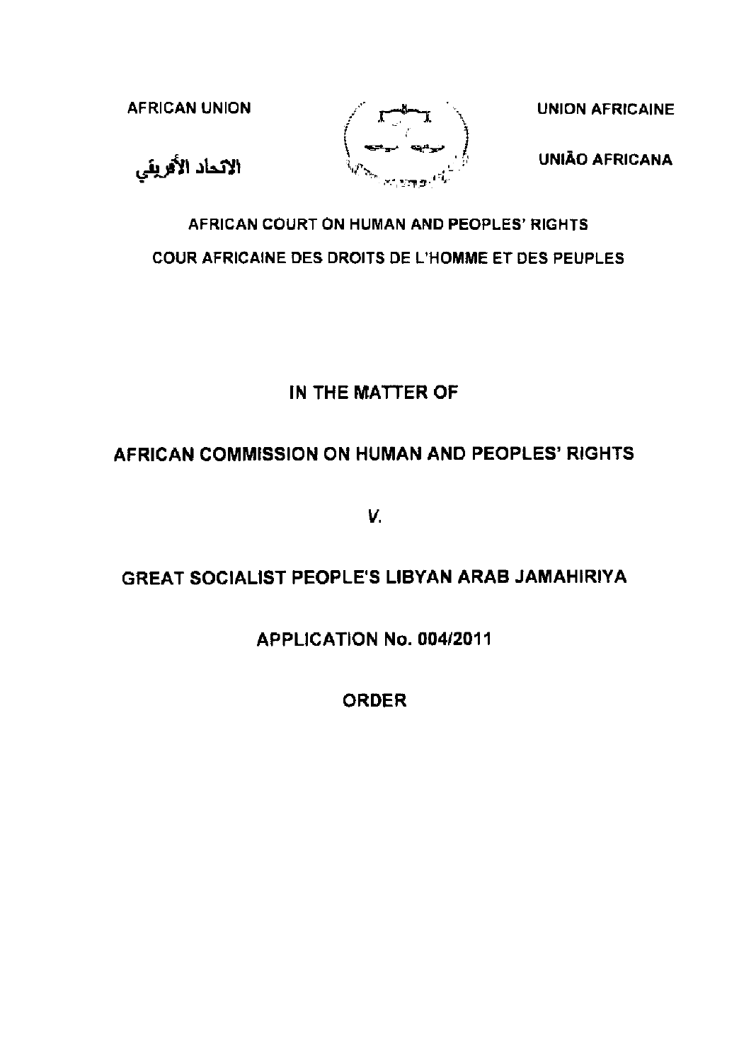AFRICAN UNION

الاتحاد الأفريقي

UNION AFRICAINE

UNIÃO AFRICANA

AFRICAN COURT ON HUMAN AND PEOPLES' RIGHTS

COUR AFRICAINE DES DROITS DE L'HOMME ET DES PEUPLES

# IN THE MATTER OF

# AFRICAN COMMISSION ON HUMAN AND PEOPLES' RIGHTS

*V.*

# GREAT SOCIALIST PEOPLE'S LIBYAN ARAB JAMAHIRIYA

## APPLICATION No. 004/2011

## ORDER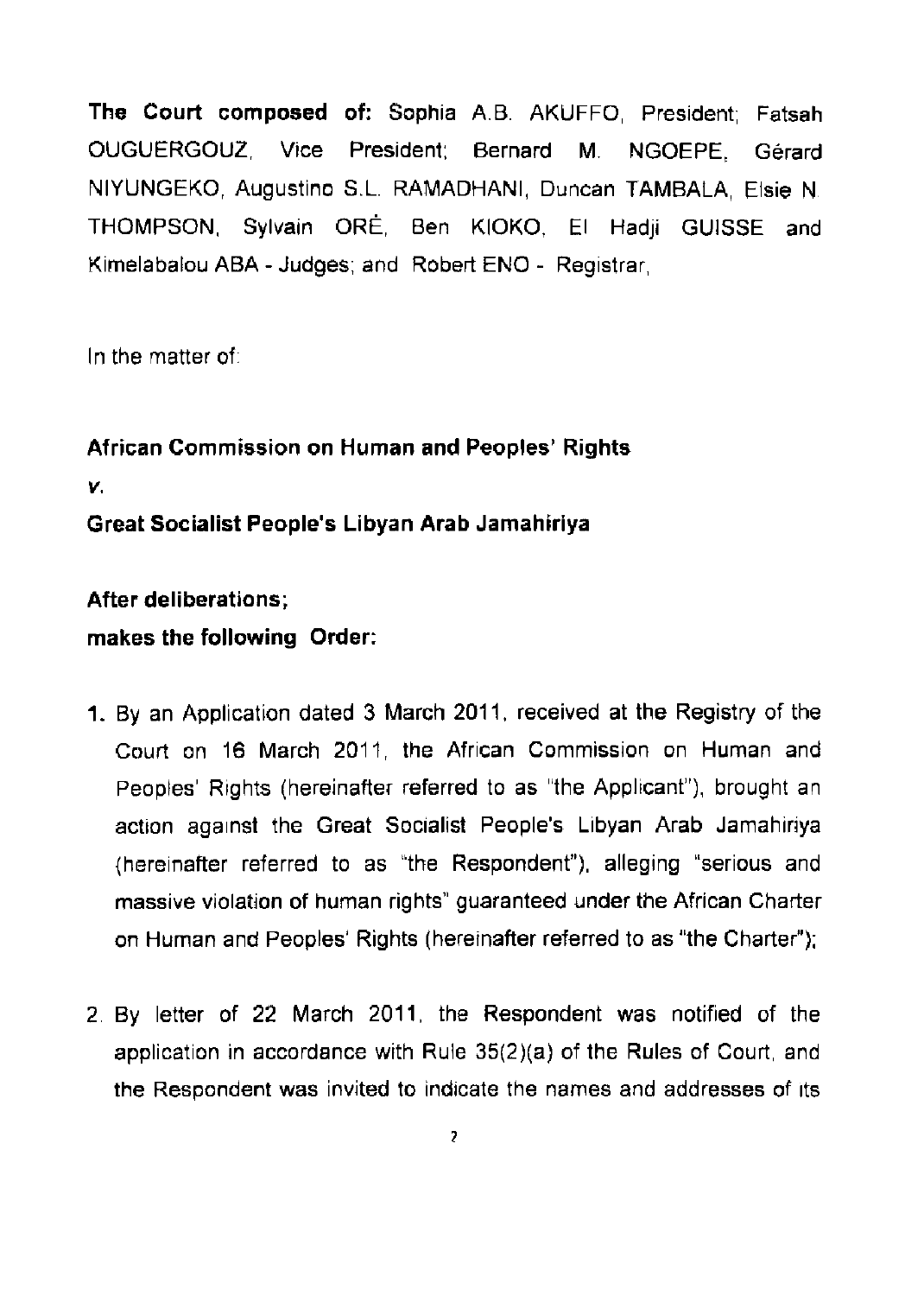**The Court composed of:** Sophia A.B. AKUFFO, President; Fatsah OUGUERGOUZ, Vice President; Bernard M. NGOEPE, Gérard NIYUNGEKO, Augustino S.L. RAMADHANI, Duncan TAMBALA, Elsie N. THOMPSON, Sylvain ORÉ, Ben KIOKO, El Hadji GUISSE and Kimelabalou ABA - Judges; and Robert ENO - Registrar,

In the matter of:

**African Commission on Human and Peoples' Rights**

***v.***

**Great Socialist People's Libyan Arab Jamahiriya**

**After deliberations;**

**makes the following Order:**

1. By an Application dated 3 March 2011, received at the Registry of the Court on 16 March 2011, the African Commission on Human and Peoples' Rights (hereinafter referred to as "the Applicant"), brought an action against the Great Socialist People's Libyan Arab Jamahiriya (hereinafter referred to as "the Respondent"), alleging "serious and massive violation of human rights" guaranteed under the African Charter on Human and Peoples' Rights (hereinafter referred to as "the Charter");

2. By letter of 22 March 2011, the Respondent was notified of the application in accordance with Rule 35(2)(a) of the Rules of Court, and the Respondent was invited to indicate the names and addresses of its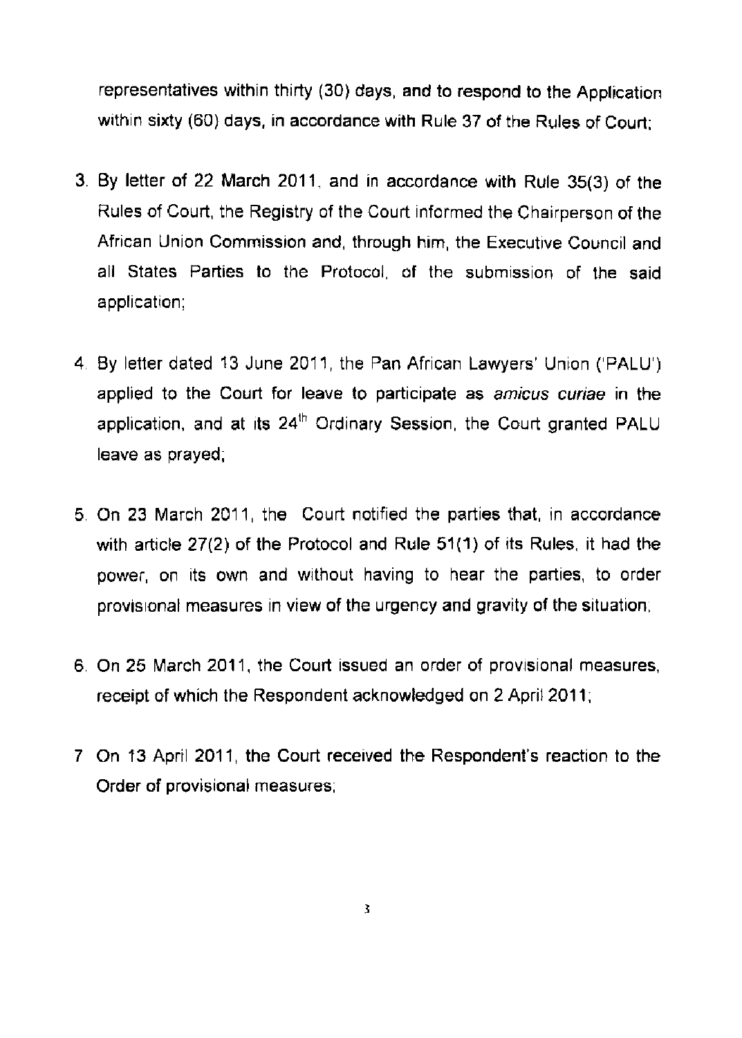representatives within thirty (30) days, and to respond to the Application within sixty (60) days, in accordance with Rule 37 of the Rules of Court;

3. By letter of 22 March 2011, and in accordance with Rule 35(3) of the Rules of Court, the Registry of the Court informed the Chairperson of the African Union Commission and, through him, the Executive Council and all States Parties to the Protocol, of the submission of the said application;

4. By letter dated 13 June 2011, the Pan African Lawyers' Union ('PALU') applied to the Court for leave to participate as *amicus curiae* in the application, and at its 24th Ordinary Session, the Court granted PALU leave as prayed;

5. On 23 March 2011, the Court notified the parties that, in accordance with article 27(2) of the Protocol and Rule 51(1) of its Rules, it had the power, on its own and without having to hear the parties, to order provisional measures in view of the urgency and gravity of the situation;

6. On 25 March 2011, the Court issued an order of provisional measures, receipt of which the Respondent acknowledged on 2 April 2011;

7. On 13 April 2011, the Court received the Respondent's reaction to the Order of provisional measures;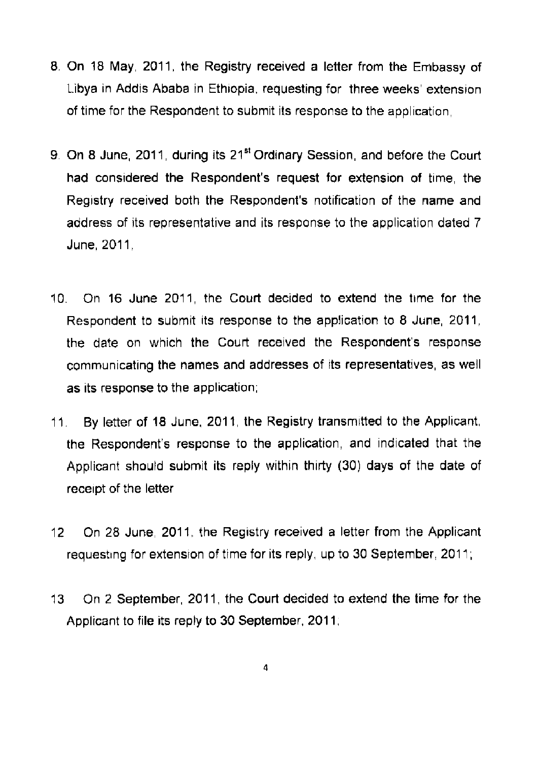8. On 18 May, 2011, the Registry received a letter from the Embassy of Libya in Addis Ababa in Ethiopia, requesting for three weeks' extension of time for the Respondent to submit its response to the application,

9. On 8 June, 2011, during its 21st Ordinary Session, and before the Court had considered the Respondent's request for extension of time, the Registry received both the Respondent's notification of the name and address of its representative and its response to the application dated 7 June, 2011,

10. On 16 June 2011, the Court decided to extend the time for the Respondent to submit its response to the application to 8 June, 2011, the date on which the Court received the Respondent's response communicating the names and addresses of its representatives, as well as its response to the application;

11. By letter of 18 June, 2011, the Registry transmitted to the Applicant, the Respondent's response to the application, and indicated that the Applicant should submit its reply within thirty (30) days of the date of receipt of the letter

12. On 28 June, 2011, the Registry received a letter from the Applicant requesting for extension of time for its reply, up to 30 September, 2011;

13. On 2 September, 2011, the Court decided to extend the time for the Applicant to file its reply to 30 September, 2011,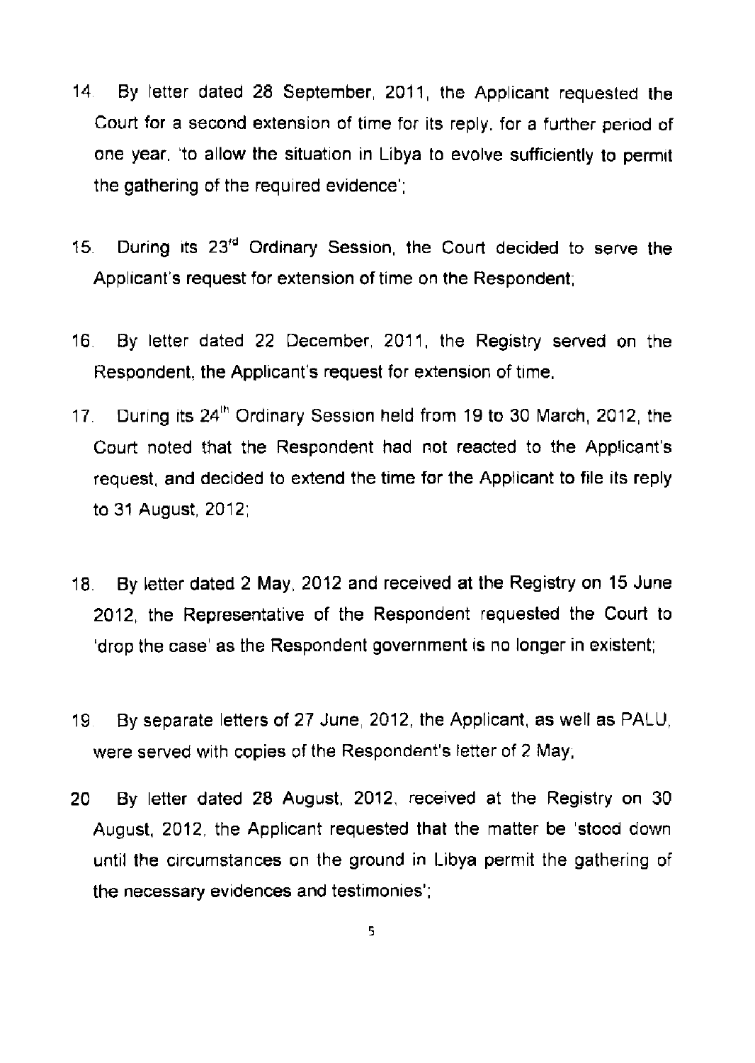14. By letter dated 28 September, 2011, the Applicant requested the Court for a second extension of time for its reply, for a further period of one year, 'to allow the situation in Libya to evolve sufficiently to permit the gathering of the required evidence';

15. During its 23rd Ordinary Session, the Court decided to serve the Applicant's request for extension of time on the Respondent;

16. By letter dated 22 December, 2011, the Registry served on the Respondent, the Applicant's request for extension of time.

17. During its 24th Ordinary Session held from 19 to 30 March, 2012, the Court noted that the Respondent had not reacted to the Applicant's request, and decided to extend the time for the Applicant to file its reply to 31 August, 2012;

18. By letter dated 2 May, 2012 and received at the Registry on 15 June 2012, the Representative of the Respondent requested the Court to 'drop the case' as the Respondent government is no longer in existent;

19. By separate letters of 27 June, 2012, the Applicant, as well as PALU, were served with copies of the Respondent's letter of 2 May;

20. By letter dated 28 August, 2012, received at the Registry on 30 August, 2012, the Applicant requested that the matter be 'stood down until the circumstances on the ground in Libya permit the gathering of the necessary evidences and testimonies';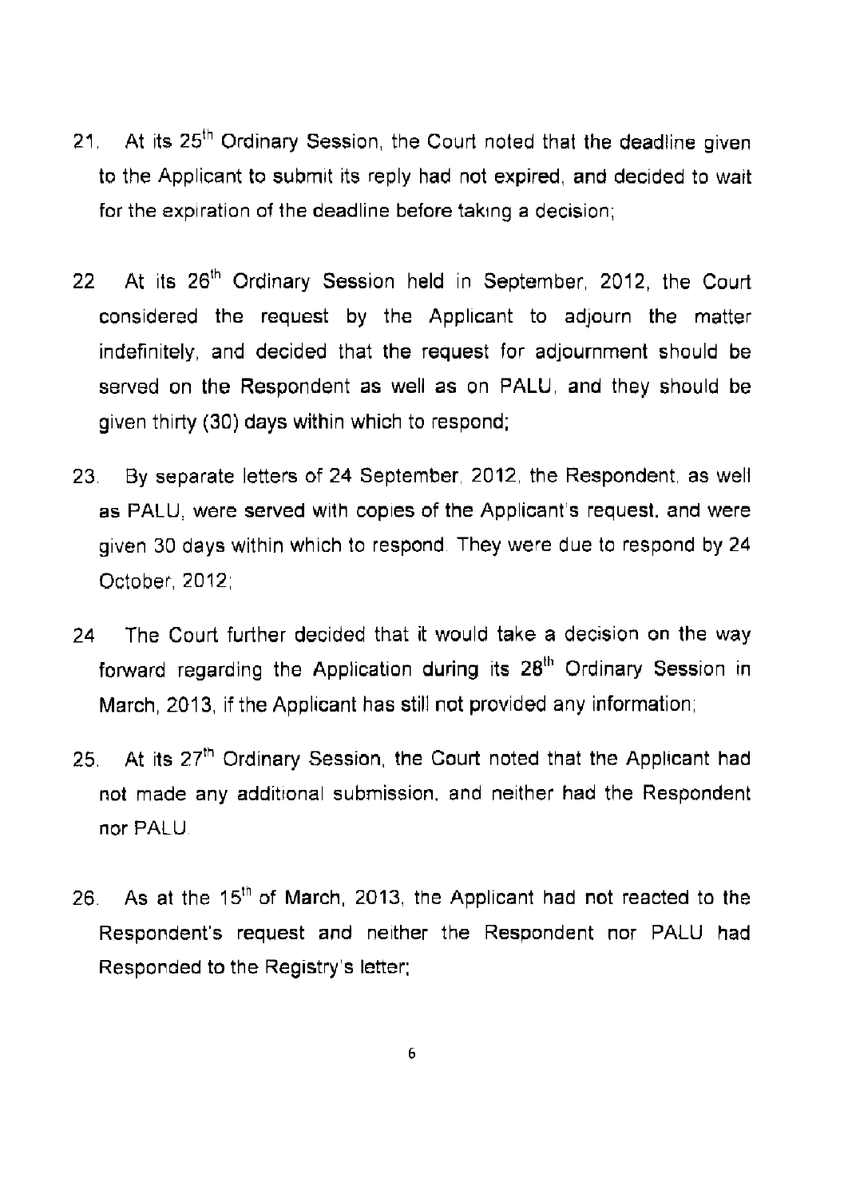21. At its 25th Ordinary Session, the Court noted that the deadline given to the Applicant to submit its reply had not expired, and decided to wait for the expiration of the deadline before taking a decision;

22. At its 26th Ordinary Session held in September, 2012, the Court considered the request by the Applicant to adjourn the matter indefinitely, and decided that the request for adjournment should be served on the Respondent as well as on PALU, and they should be given thirty (30) days within which to respond;

23. By separate letters of 24 September, 2012, the Respondent, as well as PALU, were served with copies of the Applicant's request, and were given 30 days within which to respond. They were due to respond by 24 October, 2012;

24. The Court further decided that it would take a decision on the way forward regarding the Application during its 28th Ordinary Session in March, 2013, if the Applicant has still not provided any information;

25. At its 27th Ordinary Session, the Court noted that the Applicant had not made any additional submission, and neither had the Respondent nor PALU.

26. As at the 15th of March, 2013, the Applicant had not reacted to the Respondent's request and neither the Respondent nor PALU had Responded to the Registry's letter;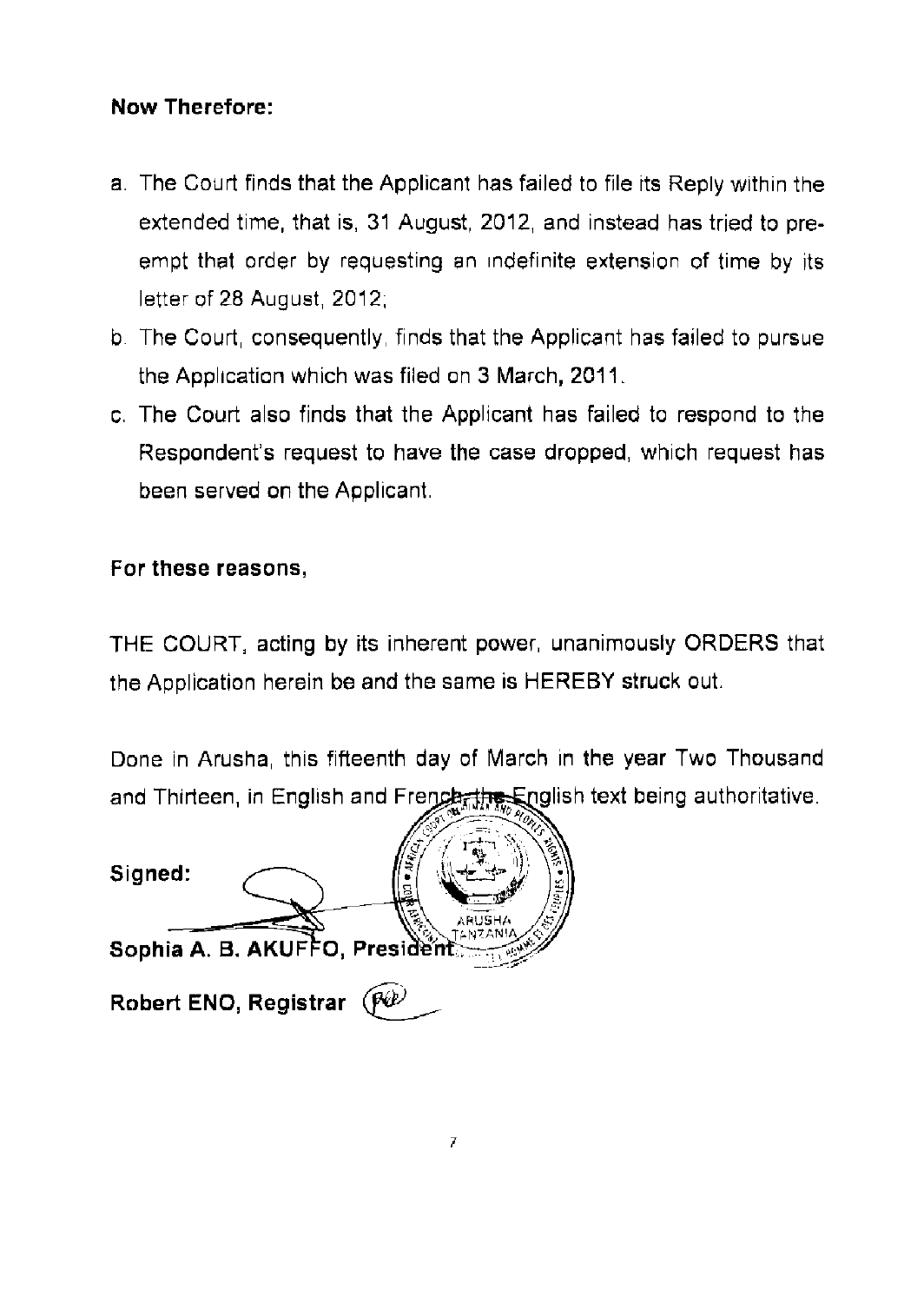**Now Therefore:**

a. The Court finds that the Applicant has failed to file its Reply within the extended time, that is, 31 August, 2012, and instead has tried to pre-empt that order by requesting an indefinite extension of time by its letter of 28 August, 2012;

b. The Court, consequently, finds that the Applicant has failed to pursue the Application which was filed on 3 March, 2011.

c. The Court also finds that the Applicant has failed to respond to the Respondent's request to have the case dropped, which request has been served on the Applicant.

**For these reasons,**

THE COURT, acting by its inherent power, unanimously ORDERS that the Application herein be and the same is HEREBY struck out.

Done in Arusha, this fifteenth day of March in the year Two Thousand and Thirteen, in English and French, the English text being authoritative.

**Signed:**

**Sophia A. B. AKUFFO, President**

**Robert ENO, Registrar**